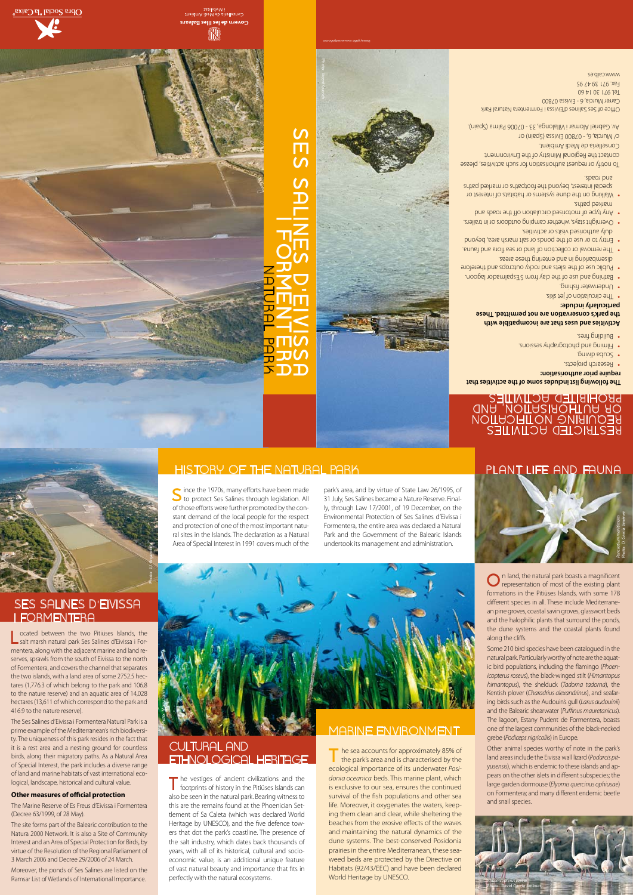# SES SALINES D'EIVISSA I FORMENTERA NATURAL PARK

## RESTRICTED ACTIVITIES REQUIRING NOTIFICATION OR AUTHORISATION AND PROHIBITED ACTIVITIES

**The following list includes some of the activities that require prior authorisation:**

- Research projects.
- Scuba diving.
- Filming and photography sessions.
- Building fires.

**Activities and uses that are incompatible with the park's conservation are not permited. These particularly include:**

- The circulation of jet skis.
- Underwater fishing.
- Bathing and use of the clay from S'Espalmador lagoon.
- Public use of the islets and rocky outcrops and therefore disembarking in and entering these areas.
- The removal or collection of land or sea flora and fauna.
- Entry to or use of the ponds or salt marsh area, beyond duly authorised visits or activities.
- Overnight stays, whether camping outdoors or in trailers.
- Any type of motorised circulation off the roads and marked paths.
- Walking on the dune systems or habitats of interest or special interest, beyond the footpaths or marked paths and roads.

To notify or request authorisation for such activities, please contact the Regional Ministry of the Environment:

Conselleria de Medi Ambient.
c/ Múrcia, 6 - 07800 Eivissa (Spain) or
Av. Gabriel Alomar i Villalonga, 33 - 07006 Palma (Spain).

Office of Ses Salines d'Eivissa i Formentera Natural Park
Carrer Múrcia, 6 - Eivissa 07800
Tel. 971 30 14 60
Fax. 971 30 47 95
www.caib.es

Govern de les Illes Balears
Conselleria de Medi Ambient i Mobilitat

Obra Social "la Caixa"

## SES SALINES D'EIVISSA I FORMENTERA

Located between the two Pitiüses Islands, the salt marsh natural park Ses Salines d'Eivissa i Formentera, along with the adjacent marine and land reserves, sprawls from the south of Eivissa to the north of Formentera, and covers the channel that separates the two islands, with a land area of some 2752.5 hectares (1,776.3 of which belong to the park and 106.8 to the nature reserve) and an aquatic area of 14,028 hectares (13,611 of which correspond to the park and 416.9 to the nature reserve).

The Ses Salines d'Eivissa i Formentera Natural Park is a prime example of the Mediterranean's rich biodiversity. The uniqueness of this park resides in the fact that it is a rest area and a nesting ground for countless birds, along their migratory paths. As a Natural Area of Special Interest, the park includes a diverse range of land and marine habitats of vast international ecological, landscape, historical and cultural value.

### Other measures of official protection

The Marine Reserve of Es Freus d'Eivissa i Formentera (Decree 63/1999, of 28 May).

The site forms part of the Balearic contribution to the Natura 2000 Network. It is also a Site of Community Interest and an Area of Special Protection for Birds, by virtue of the Resolution of the Regional Parliament of 3 March 2006 and Decree 29/2006 of 24 March.

Moreover, the ponds of Ses Salines are listed on the Ramsar List of Wetlands of International Importance.

## HISTORY OF THE NATURAL PARK

Since the 1970s, many efforts have been made to protect Ses Salines through legislation. All of those efforts were further promoted by the constant demand of the local people for the respect and protection of one of the most important natural sites in the Islands. The declaration as a Natural Area of Special Interest in 1991 covers much of the park's area, and by virtue of State Law 26/1995, of 31 July, Ses Salines became a Nature Reserve. Finally, through Law 17/2001, of 19 December, on the Environmental Protection of Ses Salines d'Eivissa i Formentera, the entire area was declared a Natural Park and the Government of the Balearic Islands undertook its management and administration.

## CULTURAL AND ETHNOLOGICAL HERITAGE

The vestiges of ancient civilizations and the footprints of history in the Pitiüses Islands can also be seen in the natural park. Bearing witness to this are the remains found at the Phoenician Settlement of Sa Caleta (which was declared World Heritage by UNESCO), and the five defence towers that dot the park's coastline. The presence of the salt industry, which dates back thousands of years, with all of its historical, cultural and socio-economic value, is an additional unique feature of vast natural beauty and importance that fits in perfectly with the natural ecosystems.

## MARINE ENVIRONMENT

The sea accounts for approximately 85% of the park's area and is characterised by the ecological importance of its underwater *Posidonia oceanica* beds. This marine plant, which is exclusive to our sea, ensures the continued survival of the fish populations and other sea life. Moreover, it oxygenates the waters, keeping them clean and clear, while sheltering the beaches from the erosive effects of the waves and maintaining the natural dynamics of the dune systems. The best-conserved Posidonia prairies in the entire Mediterranean, these seaweed beds are protected by the Directive on Habitats (92/43/EEC) and have been declared World Heritage by UNESCO.

## PLANT LIFE AND FAUNA

*Pancratium maritimum*
Photo: D. García Jiménez

On land, the natural park boasts a magnificent representation of most of the existing plant formations in the Pitiüses Islands, with some 178 different species in all. These include Mediterranean pine groves, coastal savin groves, glasswort beds and the halophilic plants that surround the ponds, the dune systems and the coastal plants found along the cliffs.

Some 210 bird species have been catalogued in the natural park. Particularly worthy of note are the aquatic bird populations, including the flamingo (*Phoenicopterus roseus*), the black-winged stilt (*Himantopus himantopus*), the shelduck (*Tadorna tadorna*), the Kentish plover (*Charadrius alexandrinus*), and seafaring birds such as the Audouin's gull (*Larus audouinii*) and the Balearic shearwater (*Puffinus mauretanicus*). The lagoon, Estany Pudent de Formentera, boasts one of the largest communities of the black-necked grebe (*Podiceps nigricollis*) in Europe.

Other animal species worthy of note in the park's land areas include the Eivissa wall lizard (*Podarcis pityusensis*), which is endemic to these islands and appears on the other islets in different subspecies; the large garden dormouse (*Elyomis quercinus ophiusae*) on Formentera; and many different endemic beetle and snail species.

*Phoenicopterus roseus*
Photo: David García Jiménez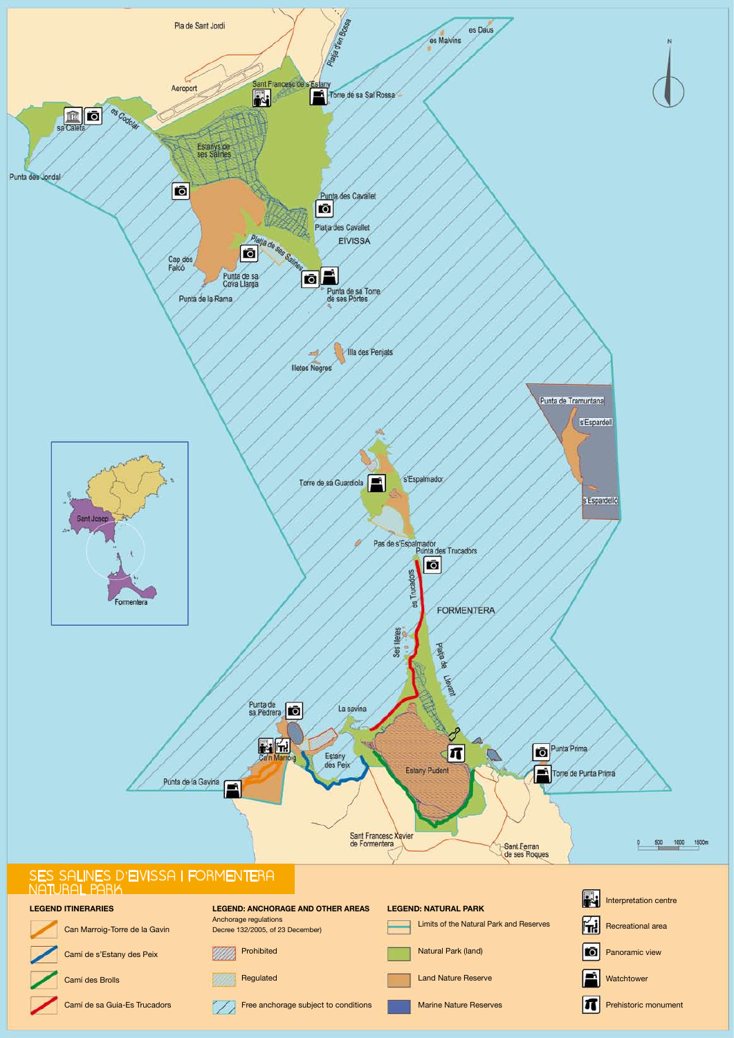# SES SALINES D'EIVISSA I FORMENTERA NATURAL PARK

Pla de Sant Jordi
Platja d'en Bossa
es Malvins
es Daus
Aeroport
Sant Francesc de s'Estany
Torre de sa Sal Rossa
sa Caleta
es Codolar
Estanys de ses Salines
Punta des Jondal
Punta des Cavallet
Platja des Cavallet
EIVISSA
Platja de ses Salines
Cap des Falcó
Punta de sa Cova Llarga
Punta de la Rama
Punta de sa Torre de ses Portes
Illa des Penjats
Illetes Negres
Punta de Tramuntana
s'Espardell
s'Espardelló
Torre de sa Guardiola
s'Espalmador
Pas de s'Espalmador
Punta des Trucadors
es Trucadors
FORMENTERA
Ses Illetes
Platja de Llevant
Punta de sa Pedrera
La savina
Ca'n Marroig
Estany des Peix
Estany Pudent
Punta Prima
Torre de Punta Prima
Punta de la Gavina
Sant Francesc Xavier de Formentera
Sant Ferran de ses Roques
Sant Josep
Formentera
0 500 1000 1500m

**LEGEND ITINERARIES**

- Can Marroig-Torre de la Gavin
- Camí de s'Estany des Peix
- Camí des Brolls
- Camí de sa Guia-Es Trucadors

**LEGEND: ANCHORAGE AND OTHER AREAS**

Anchorage regulations
Decree 132/2005, of 23 December)

- Prohibited
- Regulated
- Free anchorage subject to conditions

**LEGEND: NATURAL PARK**

- Limits of the Natural Park and Reserves
- Natural Park (land)
- Land Nature Reserve
- Marine Nature Reserves

- Interpretation centre
- Recreational area
- Panoramic view
- Watchtower
- Prehistoric monument